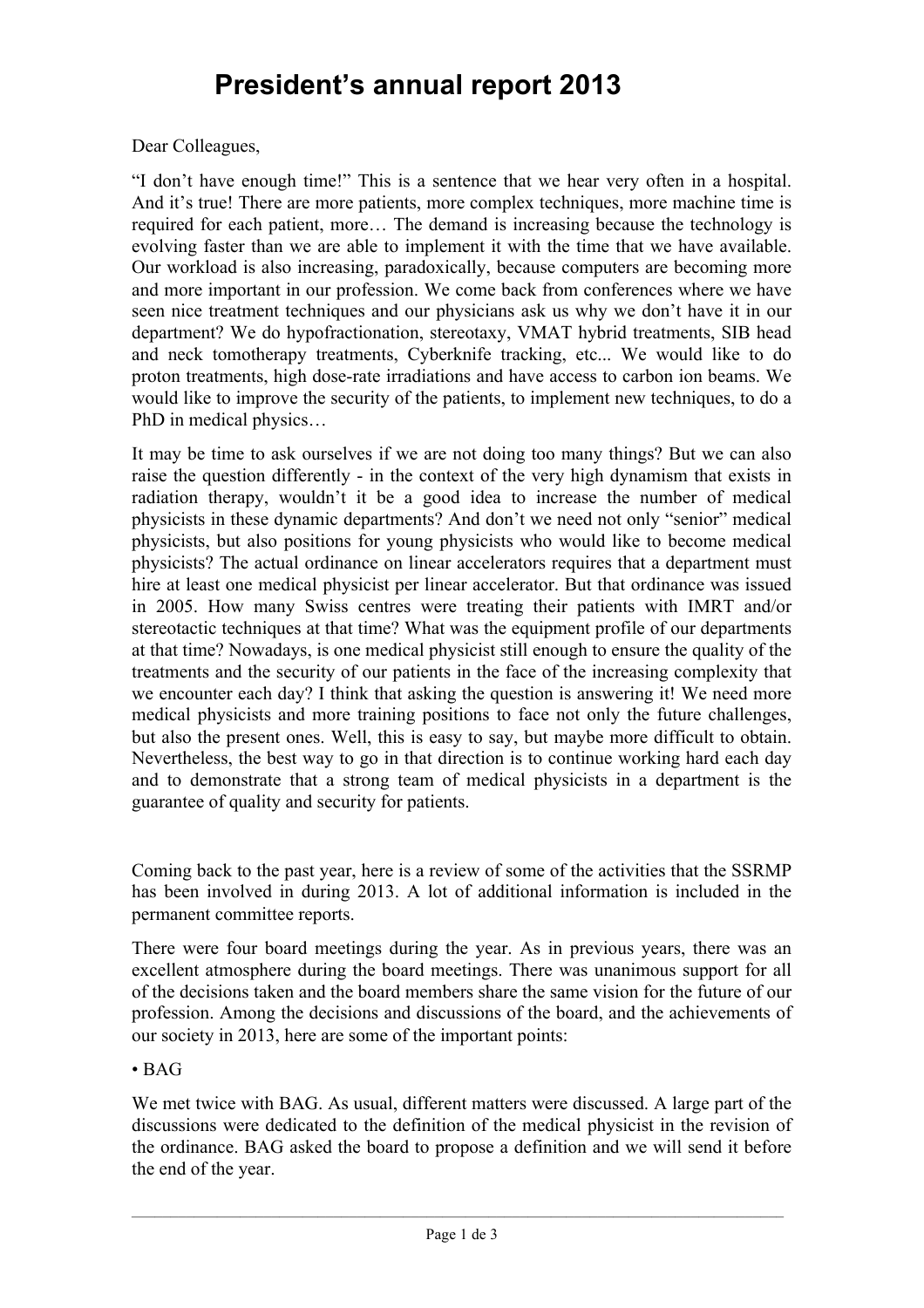# President's annual report 2013

Dear Colleagues,

"I don't have enough time!" This is a sentence that we hear very often in a hospital. And it's true! There are more patients, more complex techniques, more machine time is required for each patient, more… The demand is increasing because the technology is evolving faster than we are able to implement it with the time that we have available. Our workload is also increasing, paradoxically, because computers are becoming more and more important in our profession. We come back from conferences where we have seen nice treatment techniques and our physicians ask us why we don't have it in our department? We do hypofractionation, stereotaxy, VMAT hybrid treatments, SIB head and neck tomotherapy treatments, Cyberknife tracking, etc... We would like to do proton treatments, high dose-rate irradiations and have access to carbon ion beams. We would like to improve the security of the patients, to implement new techniques, to do a PhD in medical physics…

It may be time to ask ourselves if we are not doing too many things? But we can also raise the question differently - in the context of the very high dynamism that exists in radiation therapy, wouldn't it be a good idea to increase the number of medical physicists in these dynamic departments? And don't we need not only "senior" medical physicists, but also positions for young physicists who would like to become medical physicists? The actual ordinance on linear accelerators requires that a department must hire at least one medical physicist per linear accelerator. But that ordinance was issued in 2005. How many Swiss centres were treating their patients with IMRT and/or stereotactic techniques at that time? What was the equipment profile of our departments at that time? Nowadays, is one medical physicist still enough to ensure the quality of the treatments and the security of our patients in the face of the increasing complexity that we encounter each day? I think that asking the question is answering it! We need more medical physicists and more training positions to face not only the future challenges, but also the present ones. Well, this is easy to say, but maybe more difficult to obtain. Nevertheless, the best way to go in that direction is to continue working hard each day and to demonstrate that a strong team of medical physicists in a department is the guarantee of quality and security for patients.

Coming back to the past year, here is a review of some of the activities that the SSRMP has been involved in during 2013. A lot of additional information is included in the permanent committee reports.

There were four board meetings during the year. As in previous years, there was an excellent atmosphere during the board meetings. There was unanimous support for all of the decisions taken and the board members share the same vision for the future of our profession. Among the decisions and discussions of the board, and the achievements of our society in 2013, here are some of the important points:

- BAG

We met twice with BAG. As usual, different matters were discussed. A large part of the discussions were dedicated to the definition of the medical physicist in the revision of the ordinance. BAG asked the board to propose a definition and we will send it before the end of the year.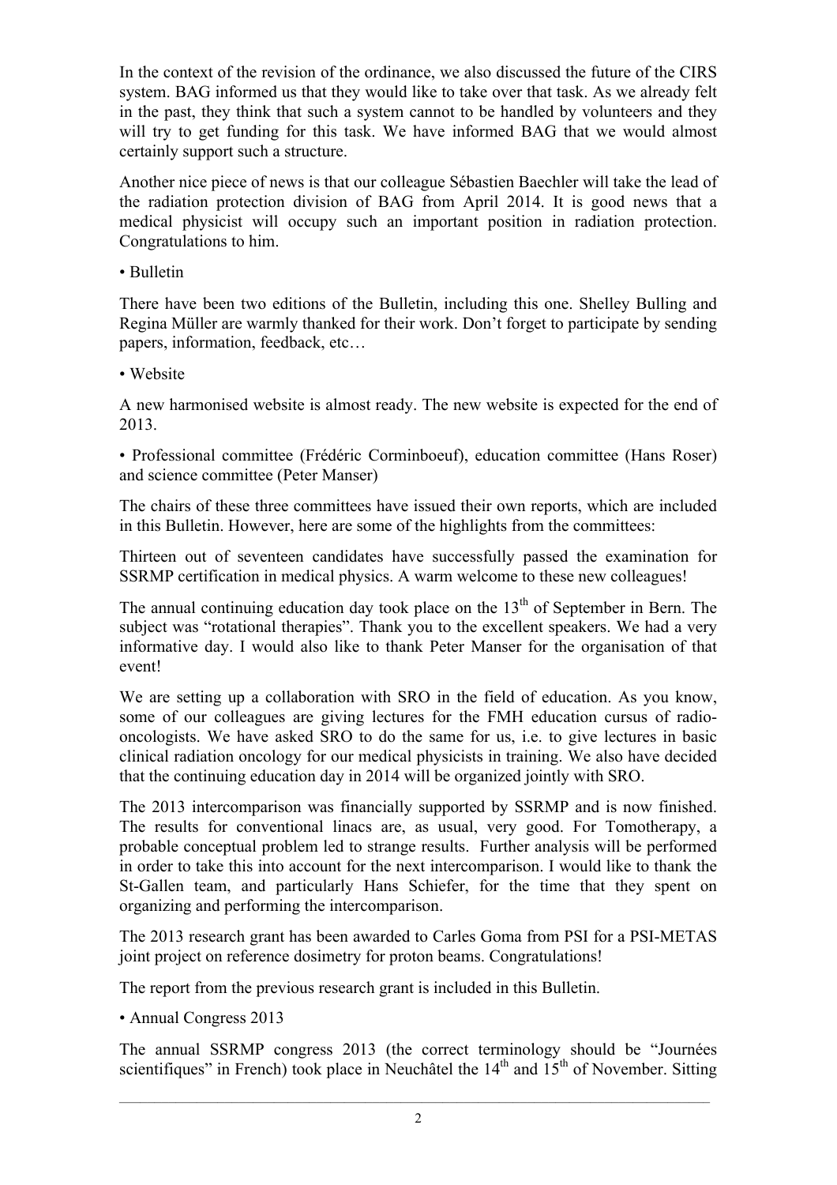In the context of the revision of the ordinance, we also discussed the future of the CIRS system. BAG informed us that they would like to take over that task. As we already felt in the past, they think that such a system cannot to be handled by volunteers and they will try to get funding for this task. We have informed BAG that we would almost certainly support such a structure.

Another nice piece of news is that our colleague Sébastien Baechler will take the lead of the radiation protection division of BAG from April 2014. It is good news that a medical physicist will occupy such an important position in radiation protection. Congratulations to him.

• Bulletin

There have been two editions of the Bulletin, including this one. Shelley Bulling and Regina Müller are warmly thanked for their work. Don't forget to participate by sending papers, information, feedback, etc…

• Website

A new harmonised website is almost ready. The new website is expected for the end of 2013.

• Professional committee (Frédéric Corminboeuf), education committee (Hans Roser) and science committee (Peter Manser)

The chairs of these three committees have issued their own reports, which are included in this Bulletin. However, here are some of the highlights from the committees:

Thirteen out of seventeen candidates have successfully passed the examination for SSRMP certification in medical physics. A warm welcome to these new colleagues!

The annual continuing education day took place on the 13th of September in Bern. The subject was "rotational therapies". Thank you to the excellent speakers. We had a very informative day. I would also like to thank Peter Manser for the organisation of that event!

We are setting up a collaboration with SRO in the field of education. As you know, some of our colleagues are giving lectures for the FMH education cursus of radio-oncologists. We have asked SRO to do the same for us, i.e. to give lectures in basic clinical radiation oncology for our medical physicists in training. We also have decided that the continuing education day in 2014 will be organized jointly with SRO.

The 2013 intercomparison was financially supported by SSRMP and is now finished. The results for conventional linacs are, as usual, very good. For Tomotherapy, a probable conceptual problem led to strange results. Further analysis will be performed in order to take this into account for the next intercomparison. I would like to thank the St-Gallen team, and particularly Hans Schiefer, for the time that they spent on organizing and performing the intercomparison.

The 2013 research grant has been awarded to Carles Goma from PSI for a PSI-METAS joint project on reference dosimetry for proton beams. Congratulations!

The report from the previous research grant is included in this Bulletin.

• Annual Congress 2013

The annual SSRMP congress 2013 (the correct terminology should be "Journées scientifiques" in French) took place in Neuchâtel the 14th and 15th of November. Sitting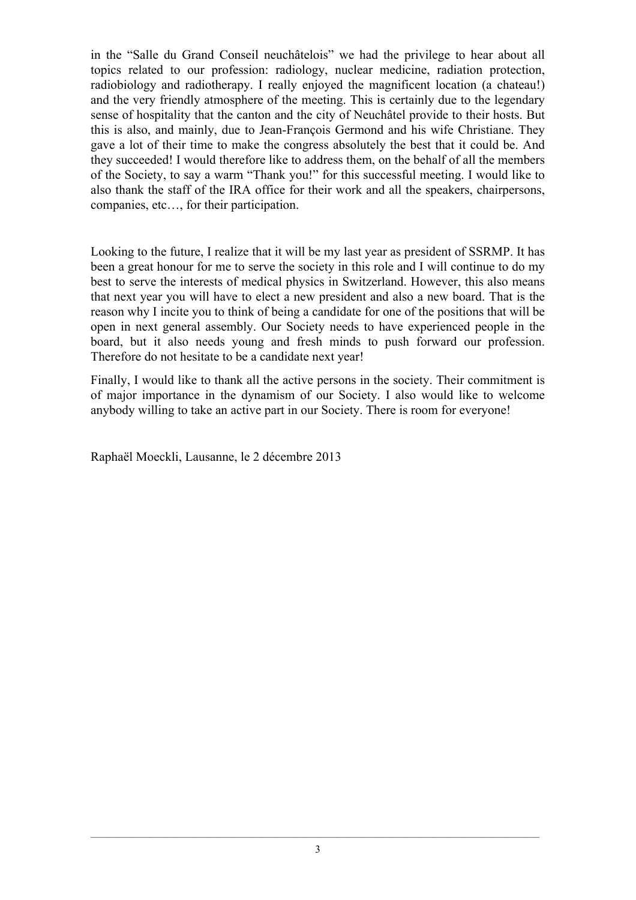in the “Salle du Grand Conseil neuchâtelois” we had the privilege to hear about all topics related to our profession: radiology, nuclear medicine, radiation protection, radiobiology and radiotherapy. I really enjoyed the magnificent location (a chateau!) and the very friendly atmosphere of the meeting. This is certainly due to the legendary sense of hospitality that the canton and the city of Neuchâtel provide to their hosts. But this is also, and mainly, due to Jean-François Germond and his wife Christiane. They gave a lot of their time to make the congress absolutely the best that it could be. And they succeeded! I would therefore like to address them, on the behalf of all the members of the Society, to say a warm “Thank you!” for this successful meeting. I would like to also thank the staff of the IRA office for their work and all the speakers, chairpersons, companies, etc…, for their participation.

Looking to the future, I realize that it will be my last year as president of SSRMP. It has been a great honour for me to serve the society in this role and I will continue to do my best to serve the interests of medical physics in Switzerland. However, this also means that next year you will have to elect a new president and also a new board. That is the reason why I incite you to think of being a candidate for one of the positions that will be open in next general assembly. Our Society needs to have experienced people in the board, but it also needs young and fresh minds to push forward our profession. Therefore do not hesitate to be a candidate next year!

Finally, I would like to thank all the active persons in the society. Their commitment is of major importance in the dynamism of our Society. I also would like to welcome anybody willing to take an active part in our Society. There is room for everyone!

Raphaël Moeckli, Lausanne, le 2 décembre 2013